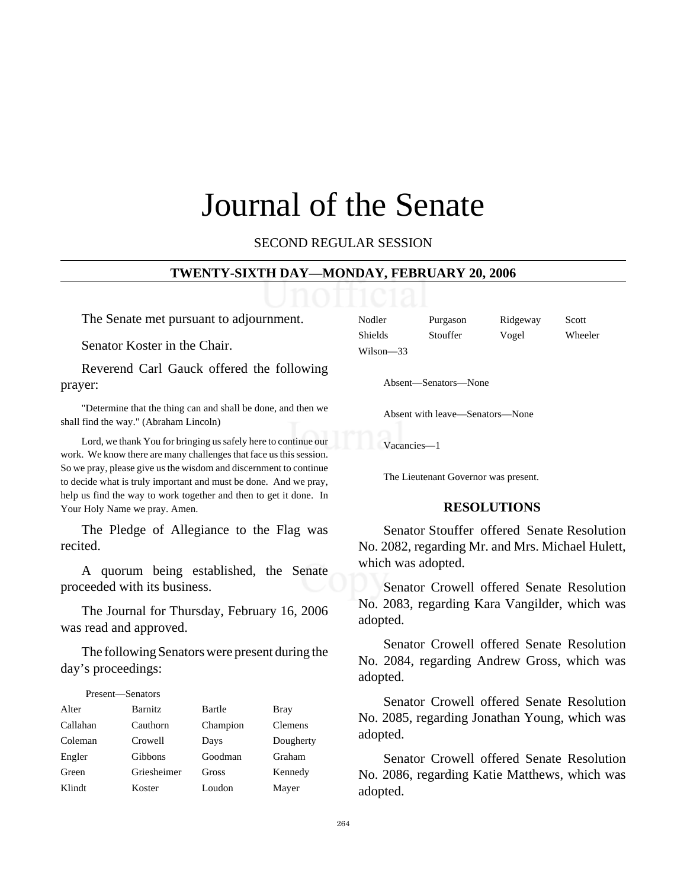# Journal of the Senate

SECOND REGULAR SESSION

## TWENTY-SIXTH DAY—MONDAY, FEBRUARY 20, 2006

The Senate met pursuant to adjournment.

Senator Koster in the Chair.

Reverend Carl Gauck offered the following prayer:

"Determine that the thing can and shall be done, and then we shall find the way." (Abraham Lincoln)

Lord, we thank You for bringing us safely here to continue our work. We know there are many challenges that face us this session. So we pray, please give us the wisdom and discernment to continue to decide what is truly important and must be done. And we pray, help us find the way to work together and then to get it done. In Your Holy Name we pray. Amen.

The Pledge of Allegiance to the Flag was recited.

A quorum being established, the Senate proceeded with its business.

The Journal for Thursday, February 16, 2006 was read and approved.

The following Senators were present during the day's proceedings:

Present—Senators

| | | | |
|---|---|---|---|
| Alter | Barnitz | Bartle | Bray |
| Callahan | Cauthorn | Champion | Clemens |
| Coleman | Crowell | Days | Dougherty |
| Engler | Gibbons | Goodman | Graham |
| Green | Griesheimer | Gross | Kennedy |
| Klindt | Koster | Loudon | Mayer |
| Nodler | Purgason | Ridgeway | Scott |
| Shields | Stouffer | Vogel | Wheeler |
| Wilson—33 | | | |

Absent—Senators—None

Absent with leave—Senators—None

Vacancies—1

The Lieutenant Governor was present.

## RESOLUTIONS

Senator Stouffer offered Senate Resolution No. 2082, regarding Mr. and Mrs. Michael Hulett, which was adopted.

Senator Crowell offered Senate Resolution No. 2083, regarding Kara Vangilder, which was adopted.

Senator Crowell offered Senate Resolution No. 2084, regarding Andrew Gross, which was adopted.

Senator Crowell offered Senate Resolution No. 2085, regarding Jonathan Young, which was adopted.

Senator Crowell offered Senate Resolution No. 2086, regarding Katie Matthews, which was adopted.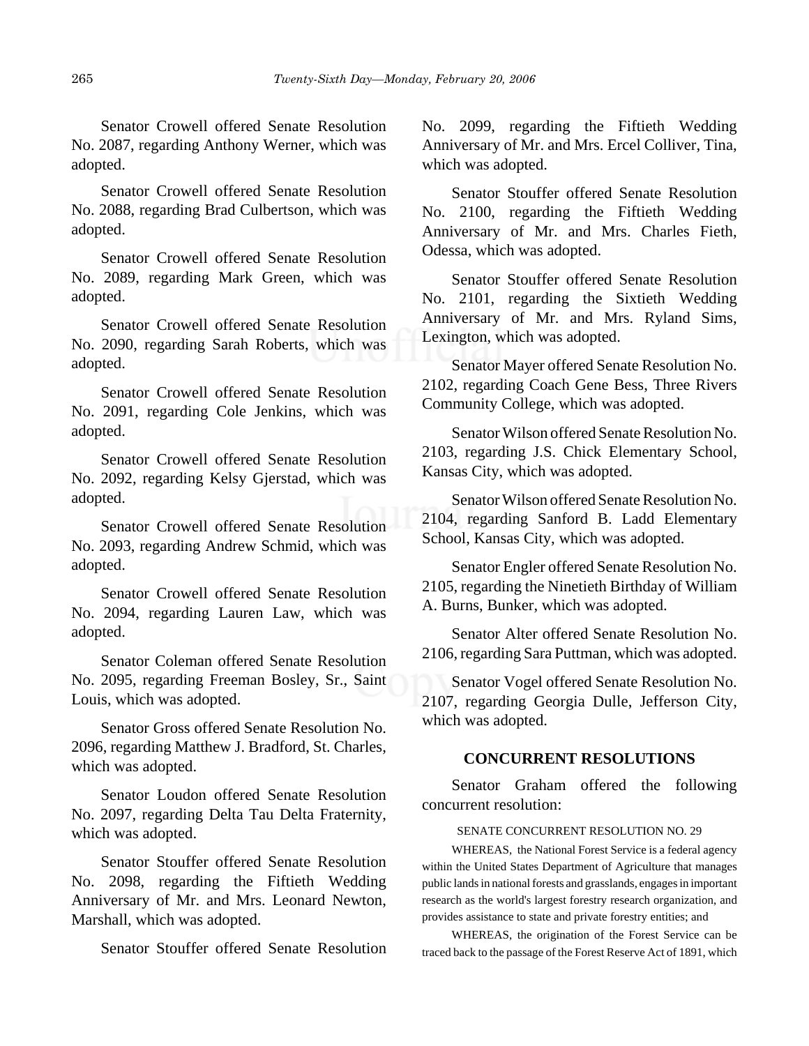Senator Crowell offered Senate Resolution No. 2087, regarding Anthony Werner, which was adopted.

Senator Crowell offered Senate Resolution No. 2088, regarding Brad Culbertson, which was adopted.

Senator Crowell offered Senate Resolution No. 2089, regarding Mark Green, which was adopted.

Senator Crowell offered Senate Resolution No. 2090, regarding Sarah Roberts, which was adopted.

Senator Crowell offered Senate Resolution No. 2091, regarding Cole Jenkins, which was adopted.

Senator Crowell offered Senate Resolution No. 2092, regarding Kelsy Gjerstad, which was adopted.

Senator Crowell offered Senate Resolution No. 2093, regarding Andrew Schmid, which was adopted.

Senator Crowell offered Senate Resolution No. 2094, regarding Lauren Law, which was adopted.

Senator Coleman offered Senate Resolution No. 2095, regarding Freeman Bosley, Sr., Saint Louis, which was adopted.

Senator Gross offered Senate Resolution No. 2096, regarding Matthew J. Bradford, St. Charles, which was adopted.

Senator Loudon offered Senate Resolution No. 2097, regarding Delta Tau Delta Fraternity, which was adopted.

Senator Stouffer offered Senate Resolution No. 2098, regarding the Fiftieth Wedding Anniversary of Mr. and Mrs. Leonard Newton, Marshall, which was adopted.

Senator Stouffer offered Senate Resolution No. 2099, regarding the Fiftieth Wedding Anniversary of Mr. and Mrs. Ercel Colliver, Tina, which was adopted.

Senator Stouffer offered Senate Resolution No. 2100, regarding the Fiftieth Wedding Anniversary of Mr. and Mrs. Charles Fieth, Odessa, which was adopted.

Senator Stouffer offered Senate Resolution No. 2101, regarding the Sixtieth Wedding Anniversary of Mr. and Mrs. Ryland Sims, Lexington, which was adopted.

Senator Mayer offered Senate Resolution No. 2102, regarding Coach Gene Bess, Three Rivers Community College, which was adopted.

Senator Wilson offered Senate Resolution No. 2103, regarding J.S. Chick Elementary School, Kansas City, which was adopted.

Senator Wilson offered Senate Resolution No. 2104, regarding Sanford B. Ladd Elementary School, Kansas City, which was adopted.

Senator Engler offered Senate Resolution No. 2105, regarding the Ninetieth Birthday of William A. Burns, Bunker, which was adopted.

Senator Alter offered Senate Resolution No. 2106, regarding Sara Puttman, which was adopted.

Senator Vogel offered Senate Resolution No. 2107, regarding Georgia Dulle, Jefferson City, which was adopted.

## CONCURRENT RESOLUTIONS

Senator Graham offered the following concurrent resolution:

SENATE CONCURRENT RESOLUTION NO. 29

WHEREAS, the National Forest Service is a federal agency within the United States Department of Agriculture that manages public lands in national forests and grasslands, engages in important research as the world's largest forestry research organization, and provides assistance to state and private forestry entities; and

WHEREAS, the origination of the Forest Service can be traced back to the passage of the Forest Reserve Act of 1891, which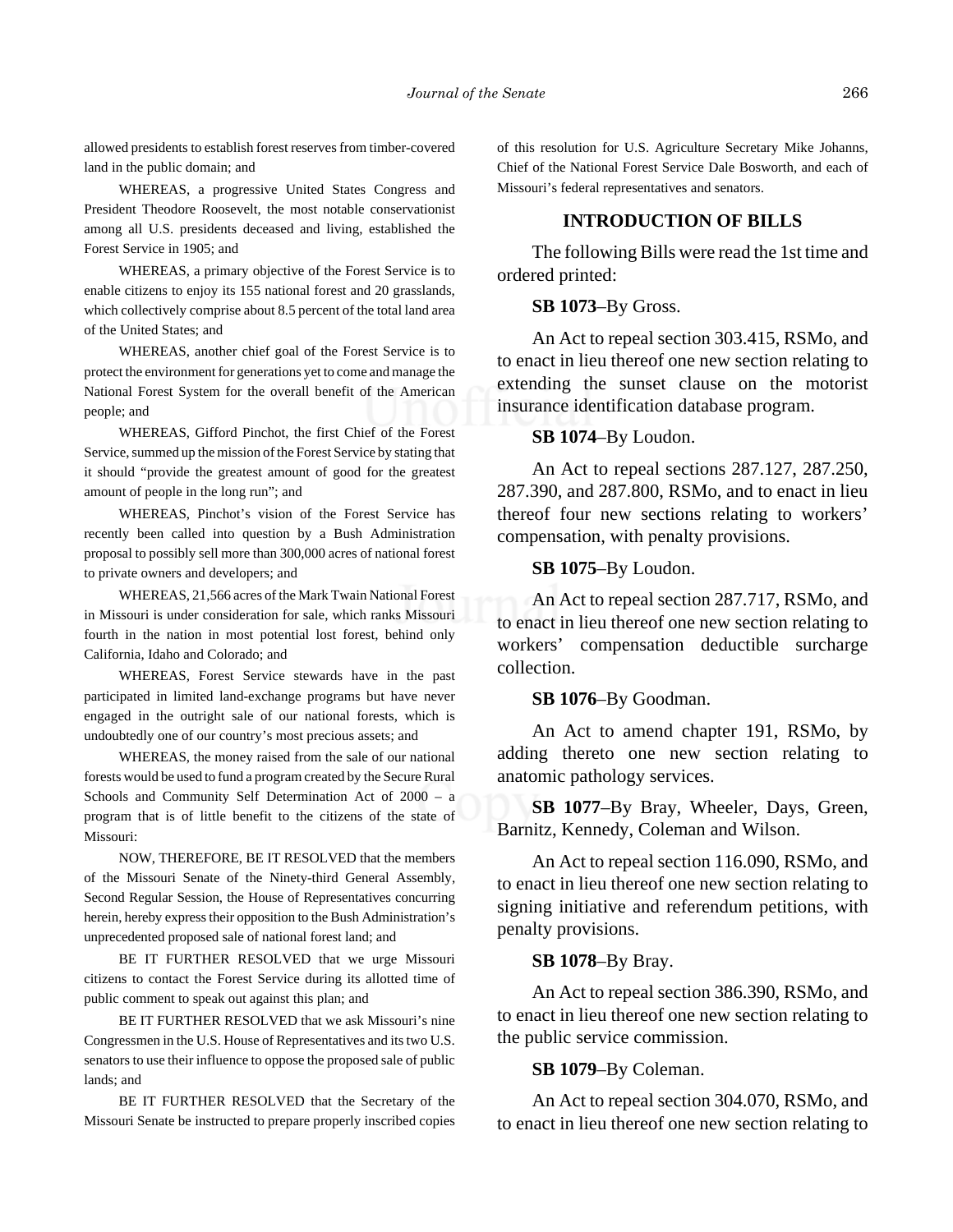allowed presidents to establish forest reserves from timber-covered land in the public domain; and

WHEREAS, a progressive United States Congress and President Theodore Roosevelt, the most notable conservationist among all U.S. presidents deceased and living, established the Forest Service in 1905; and

WHEREAS, a primary objective of the Forest Service is to enable citizens to enjoy its 155 national forest and 20 grasslands, which collectively comprise about 8.5 percent of the total land area of the United States; and

WHEREAS, another chief goal of the Forest Service is to protect the environment for generations yet to come and manage the National Forest System for the overall benefit of the American people; and

WHEREAS, Gifford Pinchot, the first Chief of the Forest Service, summed up the mission of the Forest Service by stating that it should "provide the greatest amount of good for the greatest amount of people in the long run"; and

WHEREAS, Pinchot's vision of the Forest Service has recently been called into question by a Bush Administration proposal to possibly sell more than 300,000 acres of national forest to private owners and developers; and

WHEREAS, 21,566 acres of the Mark Twain National Forest in Missouri is under consideration for sale, which ranks Missouri fourth in the nation in most potential lost forest, behind only California, Idaho and Colorado; and

WHEREAS, Forest Service stewards have in the past participated in limited land-exchange programs but have never engaged in the outright sale of our national forests, which is undoubtedly one of our country's most precious assets; and

WHEREAS, the money raised from the sale of our national forests would be used to fund a program created by the Secure Rural Schools and Community Self Determination Act of 2000 – a program that is of little benefit to the citizens of the state of Missouri:

NOW, THEREFORE, BE IT RESOLVED that the members of the Missouri Senate of the Ninety-third General Assembly, Second Regular Session, the House of Representatives concurring herein, hereby express their opposition to the Bush Administration's unprecedented proposed sale of national forest land; and

BE IT FURTHER RESOLVED that we urge Missouri citizens to contact the Forest Service during its allotted time of public comment to speak out against this plan; and

BE IT FURTHER RESOLVED that we ask Missouri's nine Congressmen in the U.S. House of Representatives and its two U.S. senators to use their influence to oppose the proposed sale of public lands; and

BE IT FURTHER RESOLVED that the Secretary of the Missouri Senate be instructed to prepare properly inscribed copies of this resolution for U.S. Agriculture Secretary Mike Johanns, Chief of the National Forest Service Dale Bosworth, and each of Missouri's federal representatives and senators.

## INTRODUCTION OF BILLS

The following Bills were read the 1st time and ordered printed:

**SB 1073**–By Gross.

An Act to repeal section 303.415, RSMo, and to enact in lieu thereof one new section relating to extending the sunset clause on the motorist insurance identification database program.

**SB 1074**–By Loudon.

An Act to repeal sections 287.127, 287.250, 287.390, and 287.800, RSMo, and to enact in lieu thereof four new sections relating to workers' compensation, with penalty provisions.

**SB 1075**–By Loudon.

An Act to repeal section 287.717, RSMo, and to enact in lieu thereof one new section relating to workers' compensation deductible surcharge collection.

**SB 1076**–By Goodman.

An Act to amend chapter 191, RSMo, by adding thereto one new section relating to anatomic pathology services.

**SB 1077**–By Bray, Wheeler, Days, Green, Barnitz, Kennedy, Coleman and Wilson.

An Act to repeal section 116.090, RSMo, and to enact in lieu thereof one new section relating to signing initiative and referendum petitions, with penalty provisions.

**SB 1078**–By Bray.

An Act to repeal section 386.390, RSMo, and to enact in lieu thereof one new section relating to the public service commission.

**SB 1079**–By Coleman.

An Act to repeal section 304.070, RSMo, and to enact in lieu thereof one new section relating to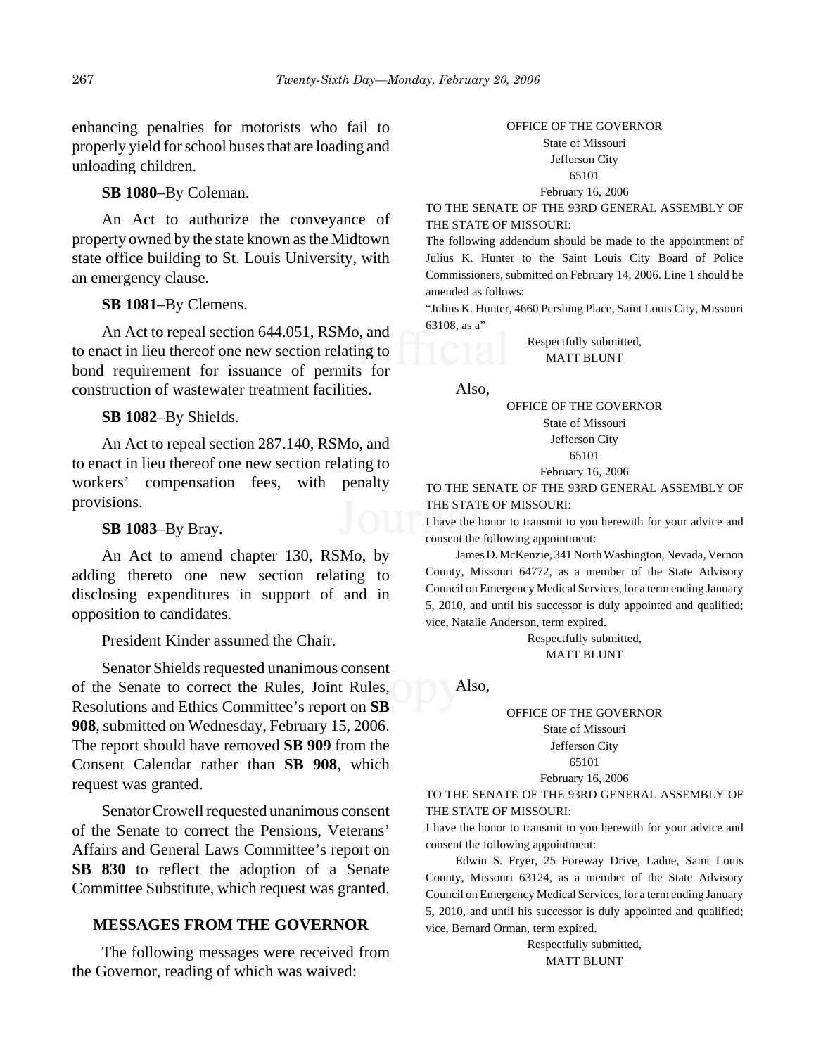enhancing penalties for motorists who fail to properly yield for school buses that are loading and unloading children.

**SB 1080**–By Coleman.

An Act to authorize the conveyance of property owned by the state known as the Midtown state office building to St. Louis University, with an emergency clause.

**SB 1081**–By Clemens.

An Act to repeal section 644.051, RSMo, and to enact in lieu thereof one new section relating to bond requirement for issuance of permits for construction of wastewater treatment facilities.

**SB 1082**–By Shields.

An Act to repeal section 287.140, RSMo, and to enact in lieu thereof one new section relating to workers' compensation fees, with penalty provisions.

**SB 1083**–By Bray.

An Act to amend chapter 130, RSMo, by adding thereto one new section relating to disclosing expenditures in support of and in opposition to candidates.

President Kinder assumed the Chair.

Senator Shields requested unanimous consent of the Senate to correct the Rules, Joint Rules, Resolutions and Ethics Committee's report on **SB 908**, submitted on Wednesday, February 15, 2006. The report should have removed **SB 909** from the Consent Calendar rather than **SB 908**, which request was granted.

Senator Crowell requested unanimous consent of the Senate to correct the Pensions, Veterans' Affairs and General Laws Committee's report on **SB 830** to reflect the adoption of a Senate Committee Substitute, which request was granted.

## MESSAGES FROM THE GOVERNOR

The following messages were received from the Governor, reading of which was waived:

OFFICE OF THE GOVERNOR
State of Missouri
Jefferson City
65101
February 16, 2006

TO THE SENATE OF THE 93RD GENERAL ASSEMBLY OF THE STATE OF MISSOURI:

The following addendum should be made to the appointment of Julius K. Hunter to the Saint Louis City Board of Police Commissioners, submitted on February 14, 2006. Line 1 should be amended as follows:

"Julius K. Hunter, 4660 Pershing Place, Saint Louis City, Missouri 63108, as a"

Respectfully submitted,
MATT BLUNT

Also,

OFFICE OF THE GOVERNOR
State of Missouri
Jefferson City
65101
February 16, 2006

TO THE SENATE OF THE 93RD GENERAL ASSEMBLY OF THE STATE OF MISSOURI:

I have the honor to transmit to you herewith for your advice and consent the following appointment:

James D. McKenzie, 341 North Washington, Nevada, Vernon County, Missouri 64772, as a member of the State Advisory Council on Emergency Medical Services, for a term ending January 5, 2010, and until his successor is duly appointed and qualified; vice, Natalie Anderson, term expired.

Respectfully submitted,
MATT BLUNT

Also,

OFFICE OF THE GOVERNOR
State of Missouri
Jefferson City
65101
February 16, 2006

TO THE SENATE OF THE 93RD GENERAL ASSEMBLY OF THE STATE OF MISSOURI:

I have the honor to transmit to you herewith for your advice and consent the following appointment:

Edwin S. Fryer, 25 Foreway Drive, Ladue, Saint Louis County, Missouri 63124, as a member of the State Advisory Council on Emergency Medical Services, for a term ending January 5, 2010, and until his successor is duly appointed and qualified; vice, Bernard Orman, term expired.

Respectfully submitted,
MATT BLUNT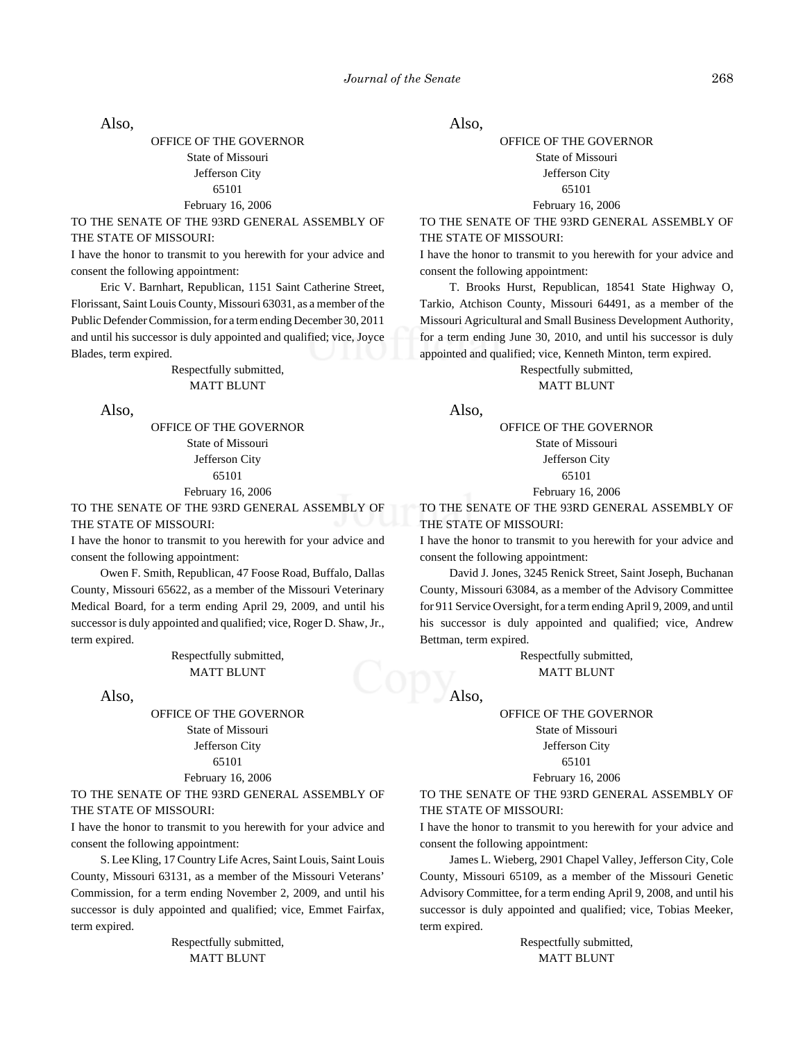Also,

OFFICE OF THE GOVERNOR
State of Missouri
Jefferson City
65101
February 16, 2006

TO THE SENATE OF THE 93RD GENERAL ASSEMBLY OF THE STATE OF MISSOURI:

I have the honor to transmit to you herewith for your advice and consent the following appointment:

Eric V. Barnhart, Republican, 1151 Saint Catherine Street, Florissant, Saint Louis County, Missouri 63031, as a member of the Public Defender Commission, for a term ending December 30, 2011 and until his successor is duly appointed and qualified; vice, Joyce Blades, term expired.

Respectfully submitted,
MATT BLUNT

Also,

OFFICE OF THE GOVERNOR
State of Missouri
Jefferson City
65101
February 16, 2006

TO THE SENATE OF THE 93RD GENERAL ASSEMBLY OF THE STATE OF MISSOURI:

I have the honor to transmit to you herewith for your advice and consent the following appointment:

Owen F. Smith, Republican, 47 Foose Road, Buffalo, Dallas County, Missouri 65622, as a member of the Missouri Veterinary Medical Board, for a term ending April 29, 2009, and until his successor is duly appointed and qualified; vice, Roger D. Shaw, Jr., term expired.

Respectfully submitted,
MATT BLUNT

Also,

OFFICE OF THE GOVERNOR
State of Missouri
Jefferson City
65101
February 16, 2006

TO THE SENATE OF THE 93RD GENERAL ASSEMBLY OF THE STATE OF MISSOURI:

I have the honor to transmit to you herewith for your advice and consent the following appointment:

S. Lee Kling, 17 Country Life Acres, Saint Louis, Saint Louis County, Missouri 63131, as a member of the Missouri Veterans' Commission, for a term ending November 2, 2009, and until his successor is duly appointed and qualified; vice, Emmet Fairfax, term expired.

Respectfully submitted,
MATT BLUNT

Also,

OFFICE OF THE GOVERNOR
State of Missouri
Jefferson City
65101
February 16, 2006

TO THE SENATE OF THE 93RD GENERAL ASSEMBLY OF THE STATE OF MISSOURI:

I have the honor to transmit to you herewith for your advice and consent the following appointment:

T. Brooks Hurst, Republican, 18541 State Highway O, Tarkio, Atchison County, Missouri 64491, as a member of the Missouri Agricultural and Small Business Development Authority, for a term ending June 30, 2010, and until his successor is duly appointed and qualified; vice, Kenneth Minton, term expired.

Respectfully submitted,
MATT BLUNT

Also,

OFFICE OF THE GOVERNOR
State of Missouri
Jefferson City
65101
February 16, 2006

TO THE SENATE OF THE 93RD GENERAL ASSEMBLY OF THE STATE OF MISSOURI:

I have the honor to transmit to you herewith for your advice and consent the following appointment:

David J. Jones, 3245 Renick Street, Saint Joseph, Buchanan County, Missouri 63084, as a member of the Advisory Committee for 911 Service Oversight, for a term ending April 9, 2009, and until his successor is duly appointed and qualified; vice, Andrew Bettman, term expired.

Respectfully submitted,
MATT BLUNT

Also,

OFFICE OF THE GOVERNOR
State of Missouri
Jefferson City
65101
February 16, 2006

TO THE SENATE OF THE 93RD GENERAL ASSEMBLY OF THE STATE OF MISSOURI:

I have the honor to transmit to you herewith for your advice and consent the following appointment:

James L. Wieberg, 2901 Chapel Valley, Jefferson City, Cole County, Missouri 65109, as a member of the Missouri Genetic Advisory Committee, for a term ending April 9, 2008, and until his successor is duly appointed and qualified; vice, Tobias Meeker, term expired.

Respectfully submitted,
MATT BLUNT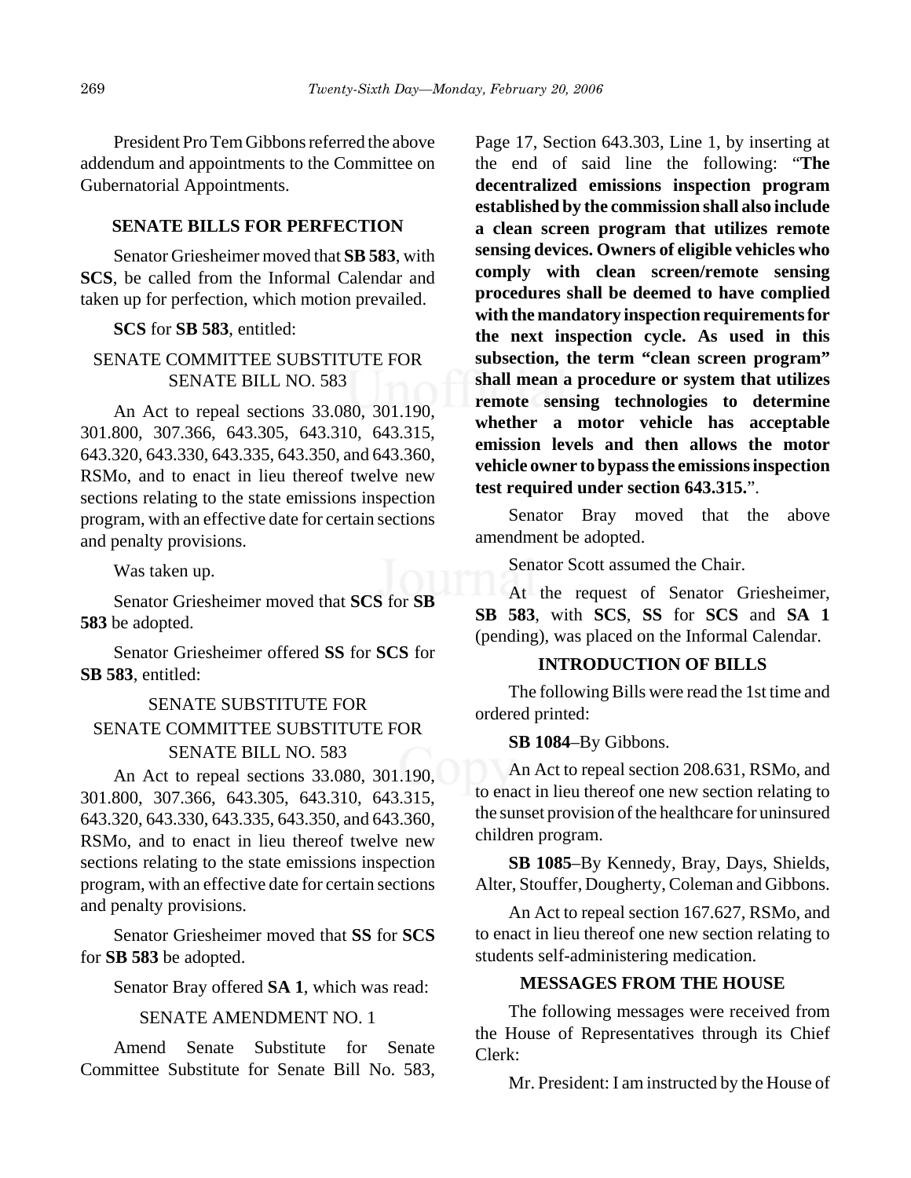President Pro Tem Gibbons referred the above addendum and appointments to the Committee on Gubernatorial Appointments.

## SENATE BILLS FOR PERFECTION

Senator Griesheimer moved that **SB 583**, with **SCS**, be called from the Informal Calendar and taken up for perfection, which motion prevailed.

**SCS** for **SB 583**, entitled:

SENATE COMMITTEE SUBSTITUTE FOR SENATE BILL NO. 583

An Act to repeal sections 33.080, 301.190, 301.800, 307.366, 643.305, 643.310, 643.315, 643.320, 643.330, 643.335, 643.350, and 643.360, RSMo, and to enact in lieu thereof twelve new sections relating to the state emissions inspection program, with an effective date for certain sections and penalty provisions.

Was taken up.

Senator Griesheimer moved that **SCS** for **SB 583** be adopted.

Senator Griesheimer offered **SS** for **SCS** for **SB 583**, entitled:

SENATE SUBSTITUTE FOR SENATE COMMITTEE SUBSTITUTE FOR SENATE BILL NO. 583

An Act to repeal sections 33.080, 301.190, 301.800, 307.366, 643.305, 643.310, 643.315, 643.320, 643.330, 643.335, 643.350, and 643.360, RSMo, and to enact in lieu thereof twelve new sections relating to the state emissions inspection program, with an effective date for certain sections and penalty provisions.

Senator Griesheimer moved that **SS** for **SCS** for **SB 583** be adopted.

Senator Bray offered **SA 1**, which was read:

SENATE AMENDMENT NO. 1

Amend Senate Substitute for Senate Committee Substitute for Senate Bill No. 583, Page 17, Section 643.303, Line 1, by inserting at the end of said line the following: "**The decentralized emissions inspection program established by the commission shall also include a clean screen program that utilizes remote sensing devices. Owners of eligible vehicles who comply with clean screen/remote sensing procedures shall be deemed to have complied with the mandatory inspection requirements for the next inspection cycle. As used in this subsection, the term "clean screen program" shall mean a procedure or system that utilizes remote sensing technologies to determine whether a motor vehicle has acceptable emission levels and then allows the motor vehicle owner to bypass the emissions inspection test required under section 643.315.**".

Senator Bray moved that the above amendment be adopted.

Senator Scott assumed the Chair.

At the request of Senator Griesheimer, **SB 583**, with **SCS**, **SS** for **SCS** and **SA 1** (pending), was placed on the Informal Calendar.

## INTRODUCTION OF BILLS

The following Bills were read the 1st time and ordered printed:

**SB 1084**–By Gibbons.

An Act to repeal section 208.631, RSMo, and to enact in lieu thereof one new section relating to the sunset provision of the healthcare for uninsured children program.

**SB 1085**–By Kennedy, Bray, Days, Shields, Alter, Stouffer, Dougherty, Coleman and Gibbons.

An Act to repeal section 167.627, RSMo, and to enact in lieu thereof one new section relating to students self-administering medication.

## MESSAGES FROM THE HOUSE

The following messages were received from the House of Representatives through its Chief Clerk:

Mr. President: I am instructed by the House of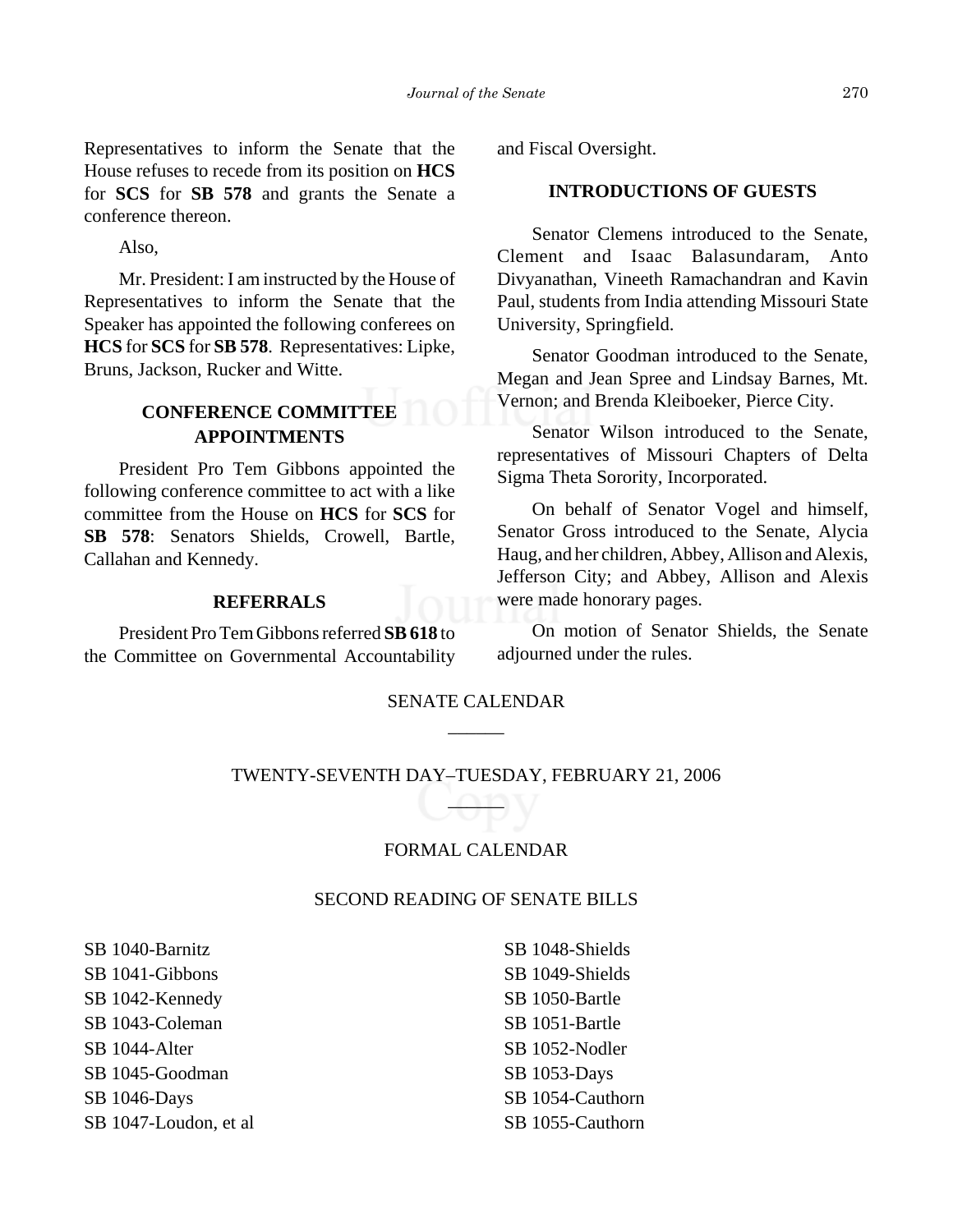Representatives to inform the Senate that the House refuses to recede from its position on **HCS** for **SCS** for **SB 578** and grants the Senate a conference thereon.

Also,

Mr. President: I am instructed by the House of Representatives to inform the Senate that the Speaker has appointed the following conferees on **HCS** for **SCS** for **SB 578**. Representatives: Lipke, Bruns, Jackson, Rucker and Witte.

### CONFERENCE COMMITTEE APPOINTMENTS

President Pro Tem Gibbons appointed the following conference committee to act with a like committee from the House on **HCS** for **SCS** for **SB 578**: Senators Shields, Crowell, Bartle, Callahan and Kennedy.

### REFERRALS

President Pro Tem Gibbons referred **SB 618** to the Committee on Governmental Accountability and Fiscal Oversight.

### INTRODUCTIONS OF GUESTS

Senator Clemens introduced to the Senate, Clement and Isaac Balasundaram, Anto Divyanathan, Vineeth Ramachandran and Kavin Paul, students from India attending Missouri State University, Springfield.

Senator Goodman introduced to the Senate, Megan and Jean Spree and Lindsay Barnes, Mt. Vernon; and Brenda Kleiboeker, Pierce City.

Senator Wilson introduced to the Senate, representatives of Missouri Chapters of Delta Sigma Theta Sorority, Incorporated.

On behalf of Senator Vogel and himself, Senator Gross introduced to the Senate, Alycia Haug, and her children, Abbey, Allison and Alexis, Jefferson City; and Abbey, Allison and Alexis were made honorary pages.

On motion of Senator Shields, the Senate adjourned under the rules.

## SENATE CALENDAR

______

## TWENTY-SEVENTH DAY–TUESDAY, FEBRUARY 21, 2006

______

### FORMAL CALENDAR

### SECOND READING OF SENATE BILLS

SB 1040-Barnitz
SB 1041-Gibbons
SB 1042-Kennedy
SB 1043-Coleman
SB 1044-Alter
SB 1045-Goodman
SB 1046-Days
SB 1047-Loudon, et al
SB 1048-Shields
SB 1049-Shields
SB 1050-Bartle
SB 1051-Bartle
SB 1052-Nodler
SB 1053-Days
SB 1054-Cauthorn
SB 1055-Cauthorn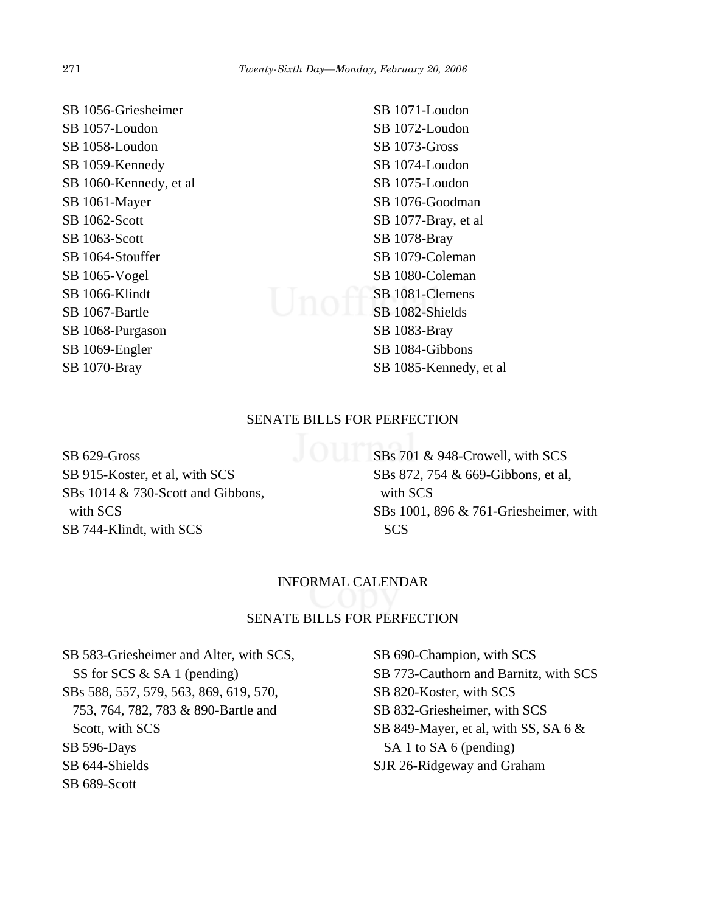SB 1056-Griesheimer
SB 1057-Loudon
SB 1058-Loudon
SB 1059-Kennedy
SB 1060-Kennedy, et al
SB 1061-Mayer
SB 1062-Scott
SB 1063-Scott
SB 1064-Stouffer
SB 1065-Vogel
SB 1066-Klindt
SB 1067-Bartle
SB 1068-Purgason
SB 1069-Engler
SB 1070-Bray
SB 1071-Loudon
SB 1072-Loudon
SB 1073-Gross
SB 1074-Loudon
SB 1075-Loudon
SB 1076-Goodman
SB 1077-Bray, et al
SB 1078-Bray
SB 1079-Coleman
SB 1080-Coleman
SB 1081-Clemens
SB 1082-Shields
SB 1083-Bray
SB 1084-Gibbons
SB 1085-Kennedy, et al

## SENATE BILLS FOR PERFECTION

SB 629-Gross
SB 915-Koster, et al, with SCS
SBs 1014 & 730-Scott and Gibbons, with SCS
SB 744-Klindt, with SCS
SBs 701 & 948-Crowell, with SCS
SBs 872, 754 & 669-Gibbons, et al, with SCS
SBs 1001, 896 & 761-Griesheimer, with SCS

## INFORMAL CALENDAR

## SENATE BILLS FOR PERFECTION

SB 583-Griesheimer and Alter, with SCS, SS for SCS & SA 1 (pending)
SBs 588, 557, 579, 563, 869, 619, 570, 753, 764, 782, 783 & 890-Bartle and Scott, with SCS
SB 596-Days
SB 644-Shields
SB 689-Scott
SB 690-Champion, with SCS
SB 773-Cauthorn and Barnitz, with SCS
SB 820-Koster, with SCS
SB 832-Griesheimer, with SCS
SB 849-Mayer, et al, with SS, SA 6 & SA 1 to SA 6 (pending)
SJR 26-Ridgeway and Graham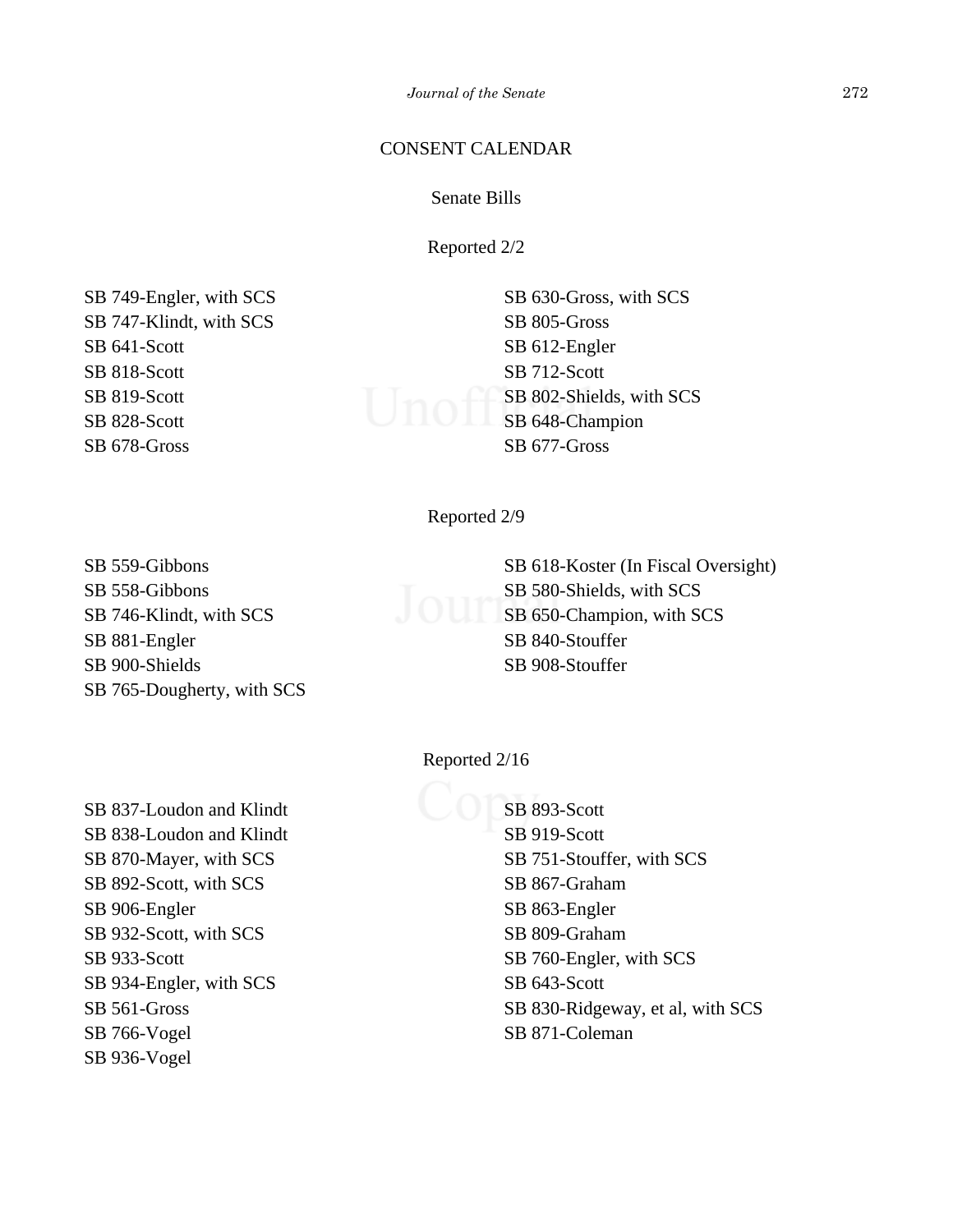## CONSENT CALENDAR

### Senate Bills

Reported 2/2

SB 749-Engler, with SCS
SB 747-Klindt, with SCS
SB 641-Scott
SB 818-Scott
SB 819-Scott
SB 828-Scott
SB 678-Gross
SB 630-Gross, with SCS
SB 805-Gross
SB 612-Engler
SB 712-Scott
SB 802-Shields, with SCS
SB 648-Champion
SB 677-Gross

Reported 2/9

SB 559-Gibbons
SB 558-Gibbons
SB 746-Klindt, with SCS
SB 881-Engler
SB 900-Shields
SB 765-Dougherty, with SCS
SB 618-Koster (In Fiscal Oversight)
SB 580-Shields, with SCS
SB 650-Champion, with SCS
SB 840-Stouffer
SB 908-Stouffer

Reported 2/16

SB 837-Loudon and Klindt
SB 838-Loudon and Klindt
SB 870-Mayer, with SCS
SB 892-Scott, with SCS
SB 906-Engler
SB 932-Scott, with SCS
SB 933-Scott
SB 934-Engler, with SCS
SB 561-Gross
SB 766-Vogel
SB 936-Vogel
SB 893-Scott
SB 919-Scott
SB 751-Stouffer, with SCS
SB 867-Graham
SB 863-Engler
SB 809-Graham
SB 760-Engler, with SCS
SB 643-Scott
SB 830-Ridgeway, et al, with SCS
SB 871-Coleman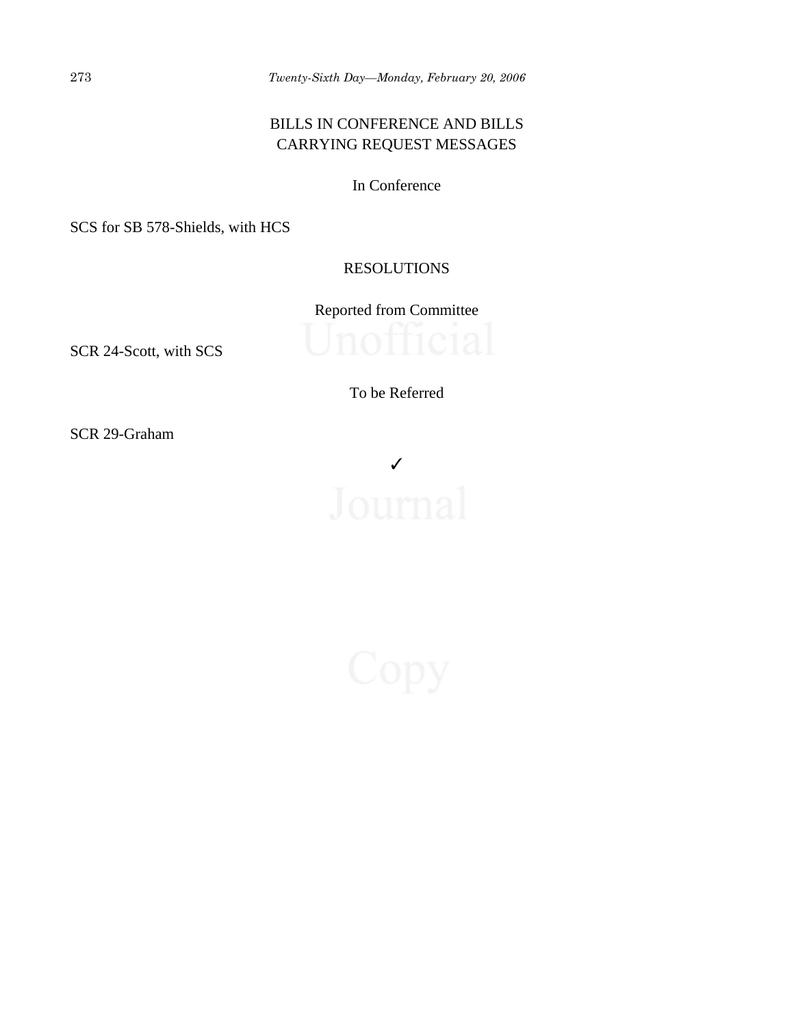## BILLS IN CONFERENCE AND BILLS CARRYING REQUEST MESSAGES

### In Conference

SCS for SB 578-Shields, with HCS

## RESOLUTIONS

### Reported from Committee

SCR 24-Scott, with SCS

### To be Referred

SCR 29-Graham

✓